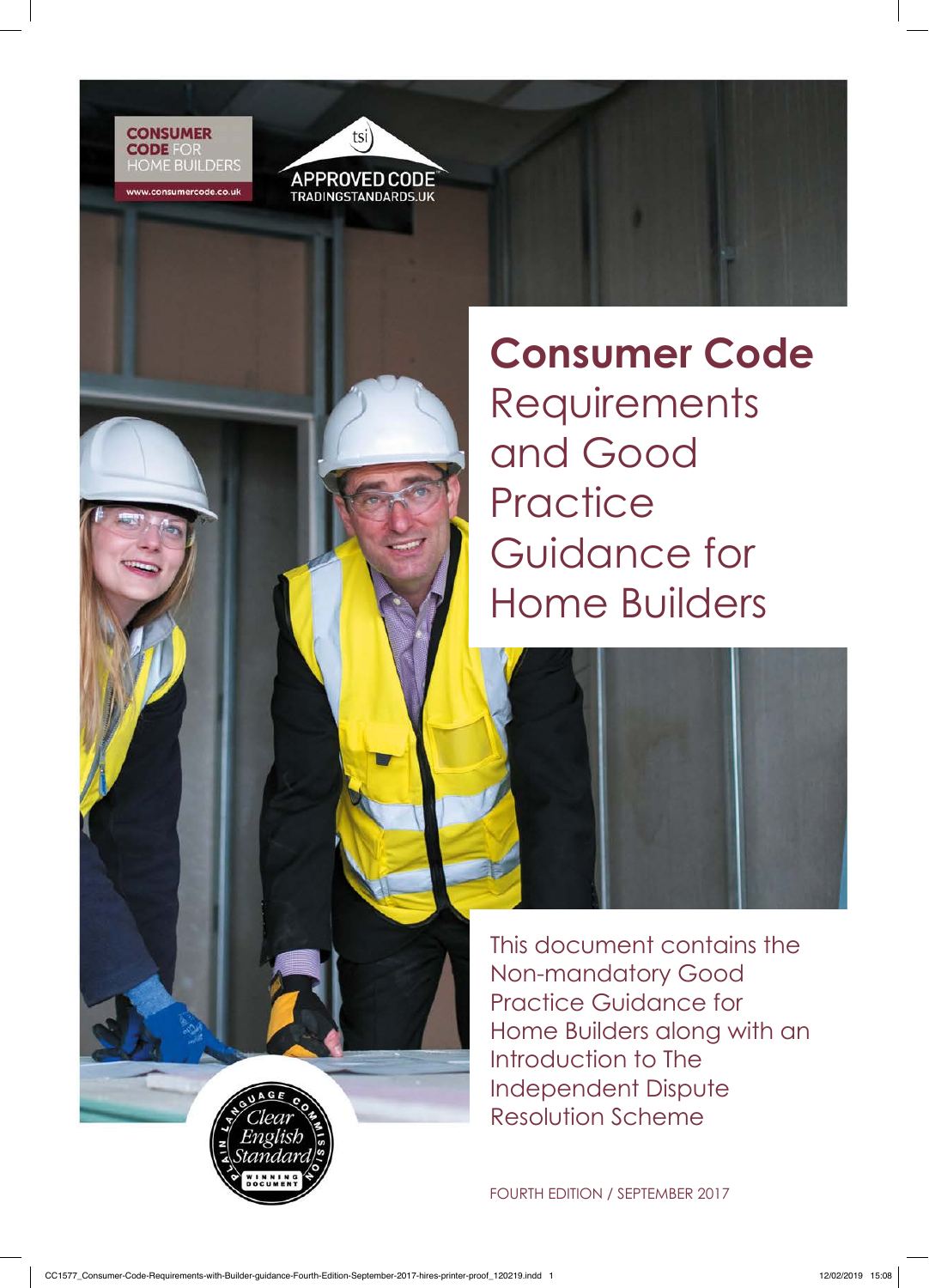CONSUMER CODE FOR HOME BUILDERS

www.consumercode.co.uk

tsi APPROVED CODE TRADINGSTANDARDS.UK

# **Consumer Code** Requirements and Good Practice Guidance for Home Builders

This document contains the Non-mandatory Good Practice Guidance for Home Builders along with an Introduction to The Independent Dispute Resolution Scheme

Plain Language Commission Clear English Standard Winning Document

FOURTH EDITION / SEPTEMBER 2017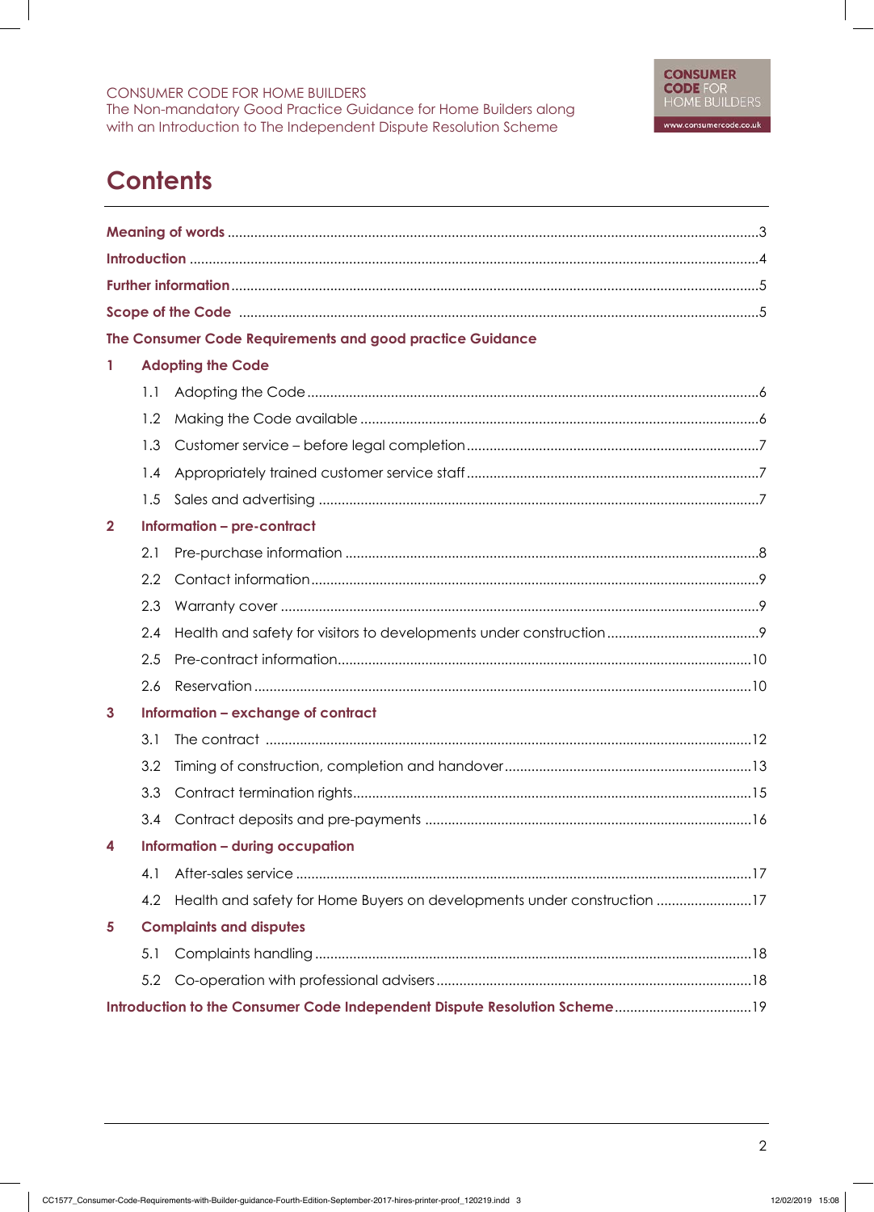# Contents

Meaning of words ....................................................................................................................................3

Introduction ...............................................................................................................................................4

Further information ...................................................................................................................................5

Scope of the Code ....................................................................................................................................5

**The Consumer Code Requirements and good practice Guidance**

**1 Adopting the Code**

- 1.1 Adopting the Code ....................................................................................................6
- 1.2 Making the Code available .......................................................................................6
- 1.3 Customer service – before legal completion .........................................................7
- 1.4 Appropriately trained customer service staff .........................................................7
- 1.5 Sales and advertising ................................................................................................7

**2 Information – pre-contract**

- 2.1 Pre-purchase information ..........................................................................................8
- 2.2 Contact information ...................................................................................................9
- 2.3 Warranty cover ...........................................................................................................9
- 2.4 Health and safety for visitors to developments under construction ......................9
- 2.5 Pre-contract information...........................................................................................10
- 2.6 Reservation ................................................................................................................10

**3 Information – exchange of contract**

- 3.1 The contract .............................................................................................................12
- 3.2 Timing of construction, completion and handover ...............................................13
- 3.3 Contract termination rights.......................................................................................15
- 3.4 Contract deposits and pre-payments ....................................................................16

**4 Information – during occupation**

- 4.1 After-sales service .....................................................................................................17
- 4.2 Health and safety for Home Buyers on developments under construction ........17

**5 Complaints and disputes**

- 5.1 Complaints handling .................................................................................................18
- 5.2 Co-operation with professional advisers .................................................................18

Introduction to the Consumer Code Independent Dispute Resolution Scheme ....................................19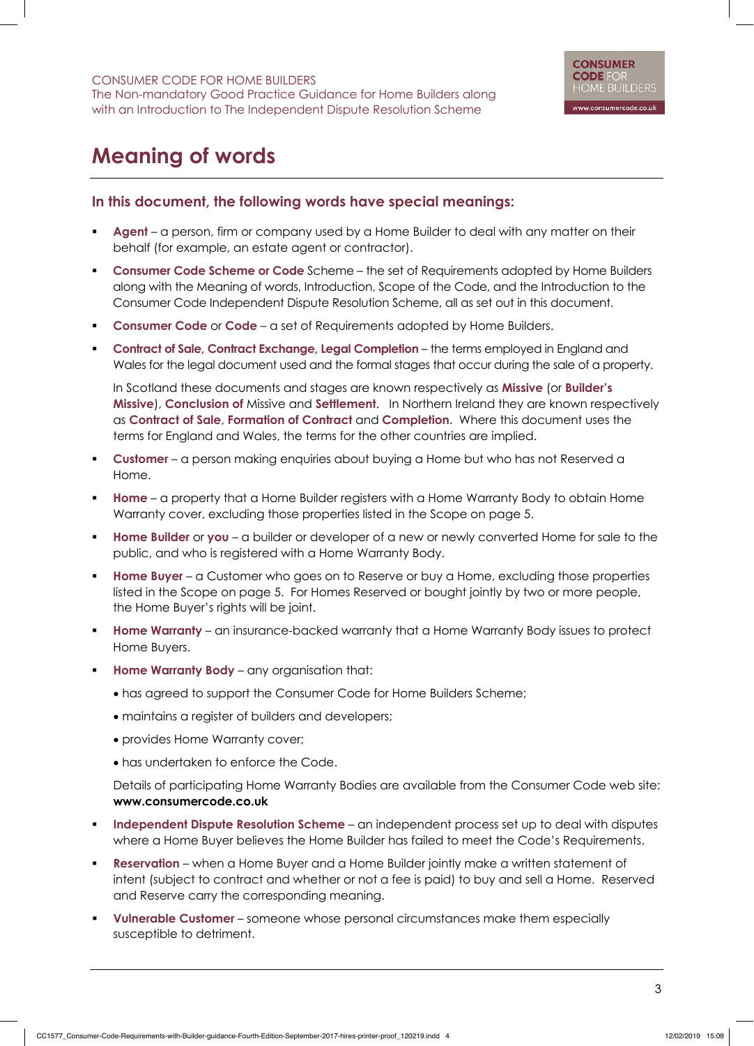# Meaning of words

## In this document, the following words have special meanings:

- **Agent** – a person, firm or company used by a Home Builder to deal with any matter on their behalf (for example, an estate agent or contractor).
- **Consumer Code Scheme or Code** Scheme – the set of Requirements adopted by Home Builders along with the Meaning of words, Introduction, Scope of the Code, and the Introduction to the Consumer Code Independent Dispute Resolution Scheme, all as set out in this document.
- **Consumer Code** or **Code** – a set of Requirements adopted by Home Builders.
- **Contract of Sale**, **Contract Exchange**, **Legal Completion** – the terms employed in England and Wales for the legal document used and the formal stages that occur during the sale of a property.

  In Scotland these documents and stages are known respectively as **Missive** (or **Builder's Missive**), **Conclusion of** Missive and **Settlement**. In Northern Ireland they are known respectively as **Contract of Sale**, **Formation of Contract** and **Completion**. Where this document uses the terms for England and Wales, the terms for the other countries are implied.
- **Customer** – a person making enquiries about buying a Home but who has not Reserved a Home.
- **Home** – a property that a Home Builder registers with a Home Warranty Body to obtain Home Warranty cover, excluding those properties listed in the Scope on page 5.
- **Home Builder** or **you** – a builder or developer of a new or newly converted Home for sale to the public, and who is registered with a Home Warranty Body.
- **Home Buyer** – a Customer who goes on to Reserve or buy a Home, excluding those properties listed in the Scope on page 5. For Homes Reserved or bought jointly by two or more people, the Home Buyer's rights will be joint.
- **Home Warranty** – an insurance-backed warranty that a Home Warranty Body issues to protect Home Buyers.
- **Home Warranty Body** – any organisation that:
  - has agreed to support the Consumer Code for Home Builders Scheme;
  - maintains a register of builders and developers;
  - provides Home Warranty cover;
  - has undertaken to enforce the Code.

  Details of participating Home Warranty Bodies are available from the Consumer Code web site: **www.consumercode.co.uk**
- **Independent Dispute Resolution Scheme** – an independent process set up to deal with disputes where a Home Buyer believes the Home Builder has failed to meet the Code's Requirements.
- **Reservation** – when a Home Buyer and a Home Builder jointly make a written statement of intent (subject to contract and whether or not a fee is paid) to buy and sell a Home. Reserved and Reserve carry the corresponding meaning.
- **Vulnerable Customer** – someone whose personal circumstances make them especially susceptible to detriment.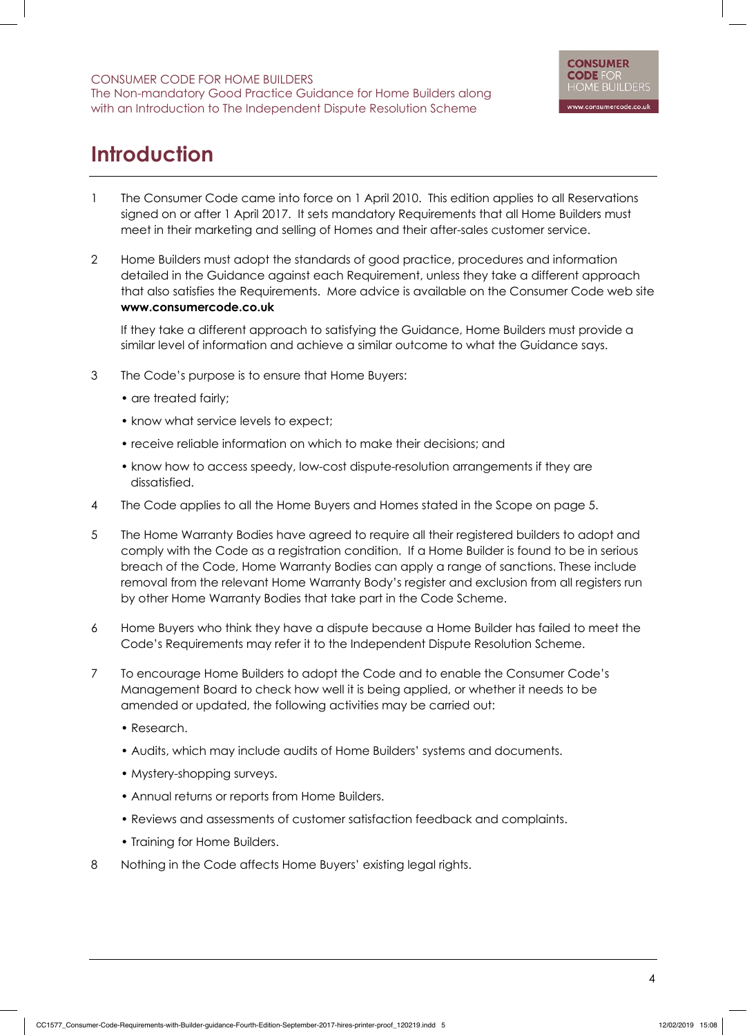# Introduction

1 The Consumer Code came into force on 1 April 2010. This edition applies to all Reservations signed on or after 1 April 2017. It sets mandatory Requirements that all Home Builders must meet in their marketing and selling of Homes and their after-sales customer service.

2 Home Builders must adopt the standards of good practice, procedures and information detailed in the Guidance against each Requirement, unless they take a different approach that also satisfies the Requirements. More advice is available on the Consumer Code web site **www.consumercode.co.uk**

If they take a different approach to satisfying the Guidance, Home Builders must provide a similar level of information and achieve a similar outcome to what the Guidance says.

3 The Code's purpose is to ensure that Home Buyers:

- are treated fairly;
- know what service levels to expect;
- receive reliable information on which to make their decisions; and
- know how to access speedy, low-cost dispute-resolution arrangements if they are dissatisfied.

4 The Code applies to all the Home Buyers and Homes stated in the Scope on page 5.

5 The Home Warranty Bodies have agreed to require all their registered builders to adopt and comply with the Code as a registration condition. If a Home Builder is found to be in serious breach of the Code, Home Warranty Bodies can apply a range of sanctions. These include removal from the relevant Home Warranty Body's register and exclusion from all registers run by other Home Warranty Bodies that take part in the Code Scheme.

6 Home Buyers who think they have a dispute because a Home Builder has failed to meet the Code's Requirements may refer it to the Independent Dispute Resolution Scheme.

7 To encourage Home Builders to adopt the Code and to enable the Consumer Code's Management Board to check how well it is being applied, or whether it needs to be amended or updated, the following activities may be carried out:

- Research.
- Audits, which may include audits of Home Builders' systems and documents.
- Mystery-shopping surveys.
- Annual returns or reports from Home Builders.
- Reviews and assessments of customer satisfaction feedback and complaints.
- Training for Home Builders.

8 Nothing in the Code affects Home Buyers' existing legal rights.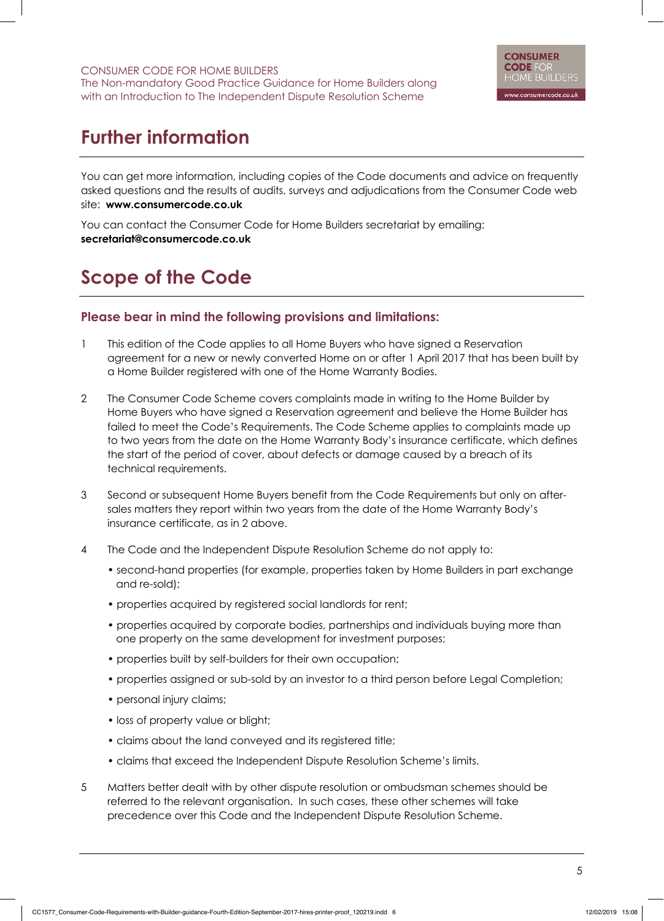# Further information

You can get more information, including copies of the Code documents and advice on frequently asked questions and the results of audits, surveys and adjudications from the Consumer Code web site: **www.consumercode.co.uk**

You can contact the Consumer Code for Home Builders secretariat by emailing: **secretariat@consumercode.co.uk**

# Scope of the Code

### Please bear in mind the following provisions and limitations:

1. This edition of the Code applies to all Home Buyers who have signed a Reservation agreement for a new or newly converted Home on or after 1 April 2017 that has been built by a Home Builder registered with one of the Home Warranty Bodies.

2. The Consumer Code Scheme covers complaints made in writing to the Home Builder by Home Buyers who have signed a Reservation agreement and believe the Home Builder has failed to meet the Code's Requirements. The Code Scheme applies to complaints made up to two years from the date on the Home Warranty Body's insurance certificate, which defines the start of the period of cover, about defects or damage caused by a breach of its technical requirements.

3. Second or subsequent Home Buyers benefit from the Code Requirements but only on after-sales matters they report within two years from the date of the Home Warranty Body's insurance certificate, as in 2 above.

4. The Code and the Independent Dispute Resolution Scheme do not apply to:
   - second-hand properties (for example, properties taken by Home Builders in part exchange and re-sold);
   - properties acquired by registered social landlords for rent;
   - properties acquired by corporate bodies, partnerships and individuals buying more than one property on the same development for investment purposes;
   - properties built by self-builders for their own occupation;
   - properties assigned or sub-sold by an investor to a third person before Legal Completion;
   - personal injury claims;
   - loss of property value or blight;
   - claims about the land conveyed and its registered title;
   - claims that exceed the Independent Dispute Resolution Scheme's limits.

5. Matters better dealt with by other dispute resolution or ombudsman schemes should be referred to the relevant organisation. In such cases, these other schemes will take precedence over this Code and the Independent Dispute Resolution Scheme.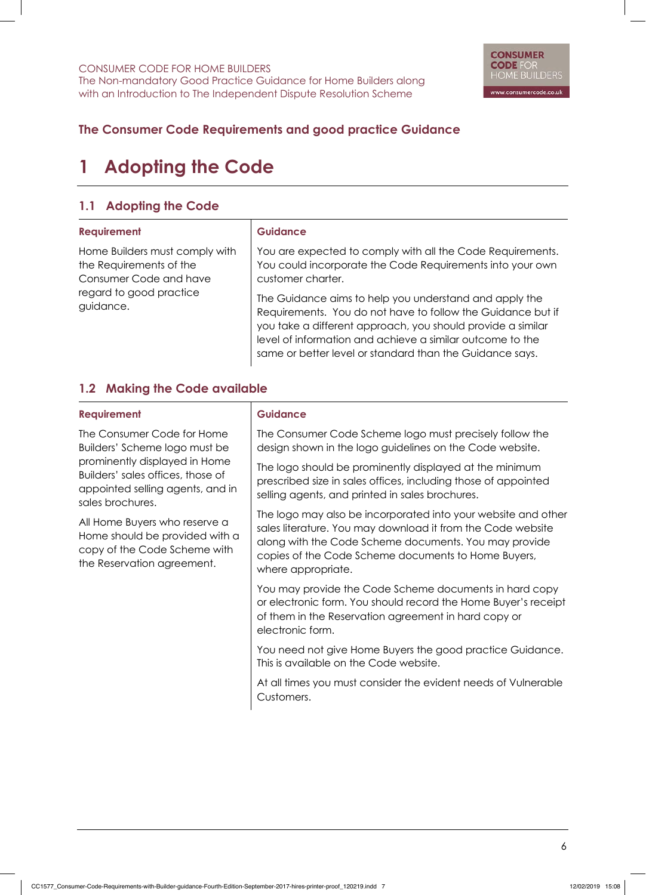## The Consumer Code Requirements and good practice Guidance

# 1 Adopting the Code

### 1.1 Adopting the Code

| Requirement | Guidance |
|---|---|
| Home Builders must comply with the Requirements of the Consumer Code and have regard to good practice guidance. | You are expected to comply with all the Code Requirements. You could incorporate the Code Requirements into your own customer charter.<br><br>The Guidance aims to help you understand and apply the Requirements. You do not have to follow the Guidance but if you take a different approach, you should provide a similar level of information and achieve a similar outcome to the same or better level or standard than the Guidance says. |

### 1.2 Making the Code available

| Requirement | Guidance |
|---|---|
| The Consumer Code for Home Builders' Scheme logo must be prominently displayed in Home Builders' sales offices, those of appointed selling agents, and in sales brochures.<br><br>All Home Buyers who reserve a Home should be provided with a copy of the Code Scheme with the Reservation agreement. | The Consumer Code Scheme logo must precisely follow the design shown in the logo guidelines on the Code website.<br><br>The logo should be prominently displayed at the minimum prescribed size in sales offices, including those of appointed selling agents, and printed in sales brochures.<br><br>The logo may also be incorporated into your website and other sales literature. You may download it from the Code website along with the Code Scheme documents. You may provide copies of the Code Scheme documents to Home Buyers, where appropriate.<br><br>You may provide the Code Scheme documents in hard copy or electronic form. You should record the Home Buyer's receipt of them in the Reservation agreement in hard copy or electronic form.<br><br>You need not give Home Buyers the good practice Guidance. This is available on the Code website.<br><br>At all times you must consider the evident needs of Vulnerable Customers. |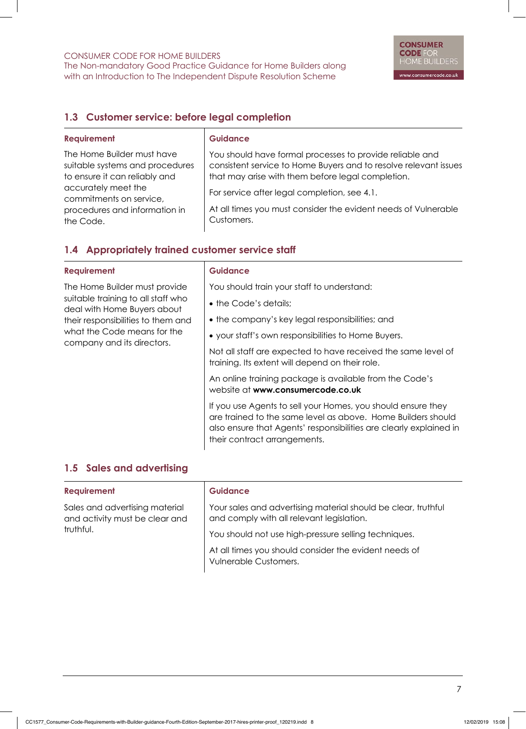## 1.3 Customer service: before legal completion

| Requirement | Guidance |
| --- | --- |
| The Home Builder must have suitable systems and procedures to ensure it can reliably and accurately meet the commitments on service, procedures and information in the Code. | You should have formal processes to provide reliable and consistent service to Home Buyers and to resolve relevant issues that may arise with them before legal completion.<br><br>For service after legal completion, see 4.1.<br><br>At all times you must consider the evident needs of Vulnerable Customers. |

## 1.4 Appropriately trained customer service staff

| Requirement | Guidance |
| --- | --- |
| The Home Builder must provide suitable training to all staff who deal with Home Buyers about their responsibilities to them and what the Code means for the company and its directors. | You should train your staff to understand:<br><br>• the Code's details;<br><br>• the company's key legal responsibilities; and<br><br>• your staff's own responsibilities to Home Buyers.<br><br>Not all staff are expected to have received the same level of training. Its extent will depend on their role.<br><br>An online training package is available from the Code's website at **www.consumercode.co.uk**<br><br>If you use Agents to sell your Homes, you should ensure they are trained to the same level as above. Home Builders should also ensure that Agents' responsibilities are clearly explained in their contract arrangements. |

## 1.5 Sales and advertising

| Requirement | Guidance |
| --- | --- |
| Sales and advertising material and activity must be clear and truthful. | Your sales and advertising material should be clear, truthful and comply with all relevant legislation.<br><br>You should not use high-pressure selling techniques.<br><br>At all times you should consider the evident needs of Vulnerable Customers. |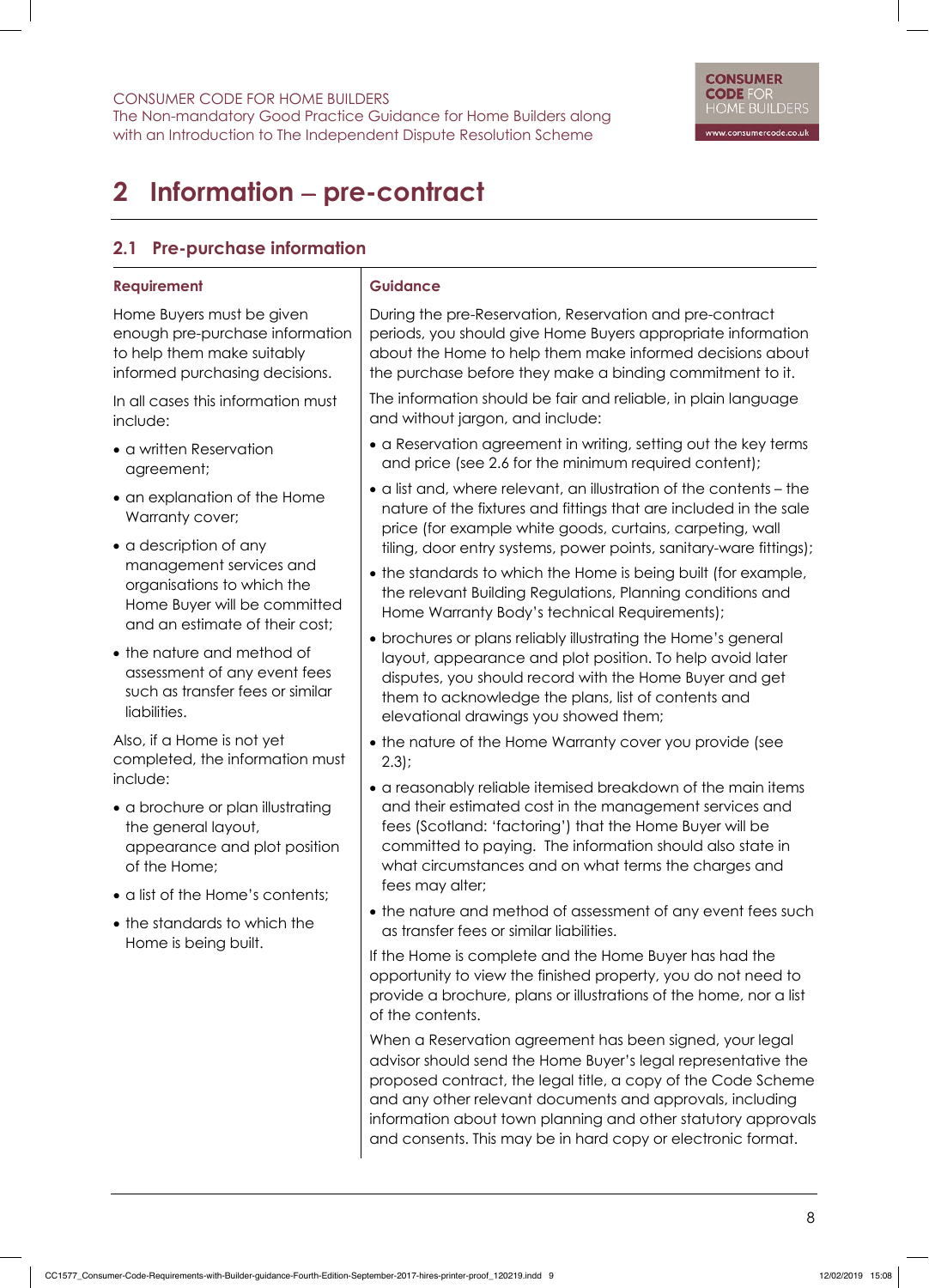# 2 Information – pre-contract

## 2.1 Pre-purchase information

| Requirement | Guidance |
| --- | --- |
| Home Buyers must be given enough pre-purchase information to help them make suitably informed purchasing decisions.<br><br>In all cases this information must include:<br><br>• a written Reservation agreement;<br>• an explanation of the Home Warranty cover;<br>• a description of any management services and organisations to which the Home Buyer will be committed and an estimate of their cost;<br>• the nature and method of assessment of any event fees such as transfer fees or similar liabilities.<br><br>Also, if a Home is not yet completed, the information must include:<br><br>• a brochure or plan illustrating the general layout, appearance and plot position of the Home;<br>• a list of the Home's contents;<br>• the standards to which the Home is being built. | During the pre-Reservation, Reservation and pre-contract periods, you should give Home Buyers appropriate information about the Home to help them make informed decisions about the purchase before they make a binding commitment to it.<br><br>The information should be fair and reliable, in plain language and without jargon, and include:<br><br>• a Reservation agreement in writing, setting out the key terms and price (see 2.6 for the minimum required content);<br>• a list and, where relevant, an illustration of the contents – the nature of the fixtures and fittings that are included in the sale price (for example white goods, curtains, carpeting, wall tiling, door entry systems, power points, sanitary-ware fittings);<br>• the standards to which the Home is being built (for example, the relevant Building Regulations, Planning conditions and Home Warranty Body's technical Requirements);<br>• brochures or plans reliably illustrating the Home's general layout, appearance and plot position. To help avoid later disputes, you should record with the Home Buyer and get them to acknowledge the plans, list of contents and elevational drawings you showed them;<br>• the nature of the Home Warranty cover you provide (see 2.3);<br>• a reasonably reliable itemised breakdown of the main items and their estimated cost in the management services and fees (Scotland: 'factoring') that the Home Buyer will be committed to paying. The information should also state in what circumstances and on what terms the charges and fees may alter;<br>• the nature and method of assessment of any event fees such as transfer fees or similar liabilities.<br><br>If the Home is complete and the Home Buyer has had the opportunity to view the finished property, you do not need to provide a brochure, plans or illustrations of the home, nor a list of the contents.<br><br>When a Reservation agreement has been signed, your legal advisor should send the Home Buyer's legal representative the proposed contract, the legal title, a copy of the Code Scheme and any other relevant documents and approvals, including information about town planning and other statutory approvals and consents. This may be in hard copy or electronic format. |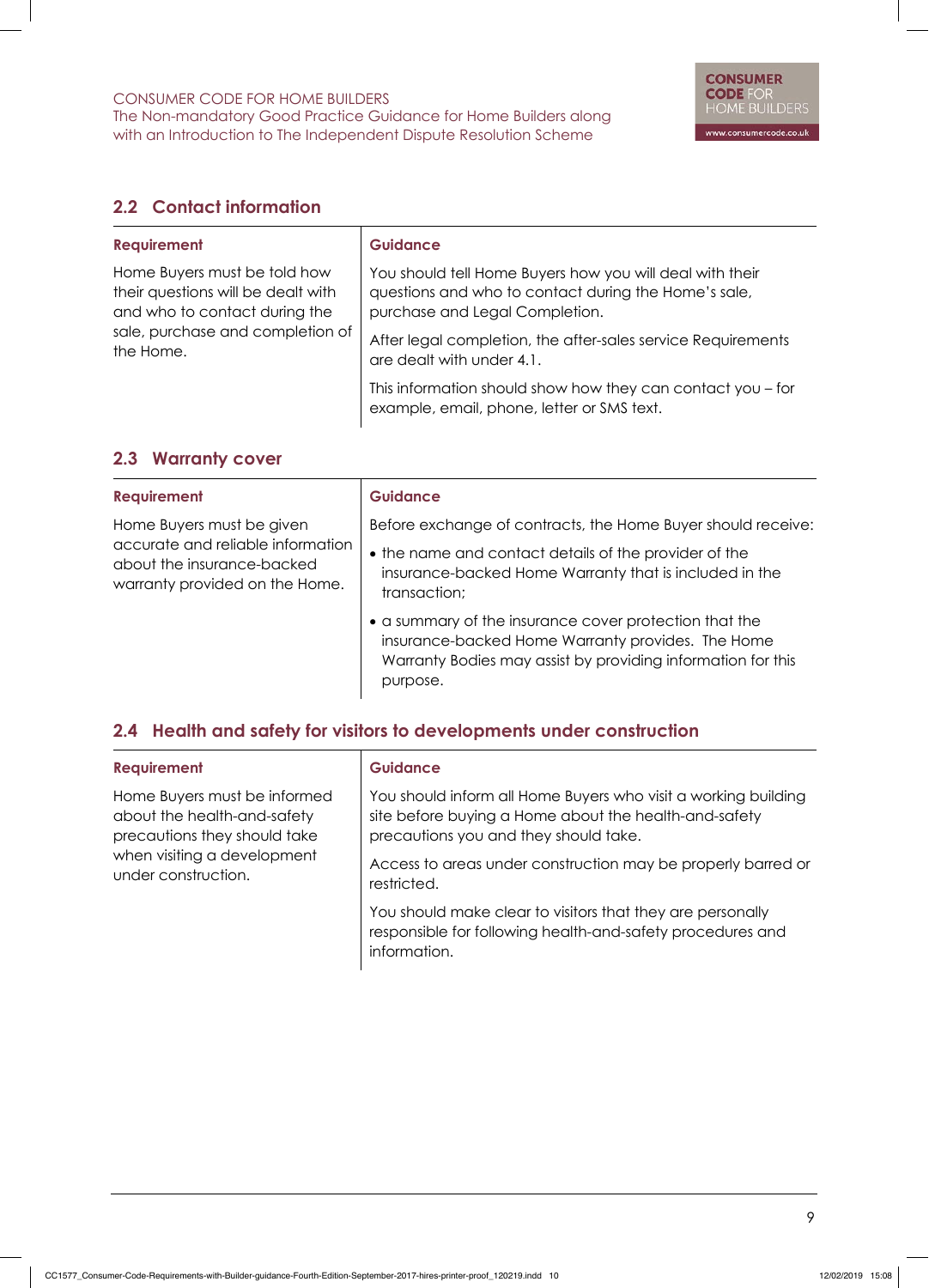## 2.2 Contact information

| Requirement | Guidance |
|---|---|
| Home Buyers must be told how their questions will be dealt with and who to contact during the sale, purchase and completion of the Home. | You should tell Home Buyers how you will deal with their questions and who to contact during the Home's sale, purchase and Legal Completion.<br><br>After legal completion, the after-sales service Requirements are dealt with under 4.1.<br><br>This information should show how they can contact you – for example, email, phone, letter or SMS text. |

## 2.3 Warranty cover

| Requirement | Guidance |
|---|---|
| Home Buyers must be given accurate and reliable information about the insurance-backed warranty provided on the Home. | Before exchange of contracts, the Home Buyer should receive:<br><br>• the name and contact details of the provider of the insurance-backed Home Warranty that is included in the transaction;<br><br>• a summary of the insurance cover protection that the insurance-backed Home Warranty provides. The Home Warranty Bodies may assist by providing information for this purpose. |

## 2.4 Health and safety for visitors to developments under construction

| Requirement | Guidance |
|---|---|
| Home Buyers must be informed about the health-and-safety precautions they should take when visiting a development under construction. | You should inform all Home Buyers who visit a working building site before buying a Home about the health-and-safety precautions you and they should take.<br><br>Access to areas under construction may be properly barred or restricted.<br><br>You should make clear to visitors that they are personally responsible for following health-and-safety procedures and information. |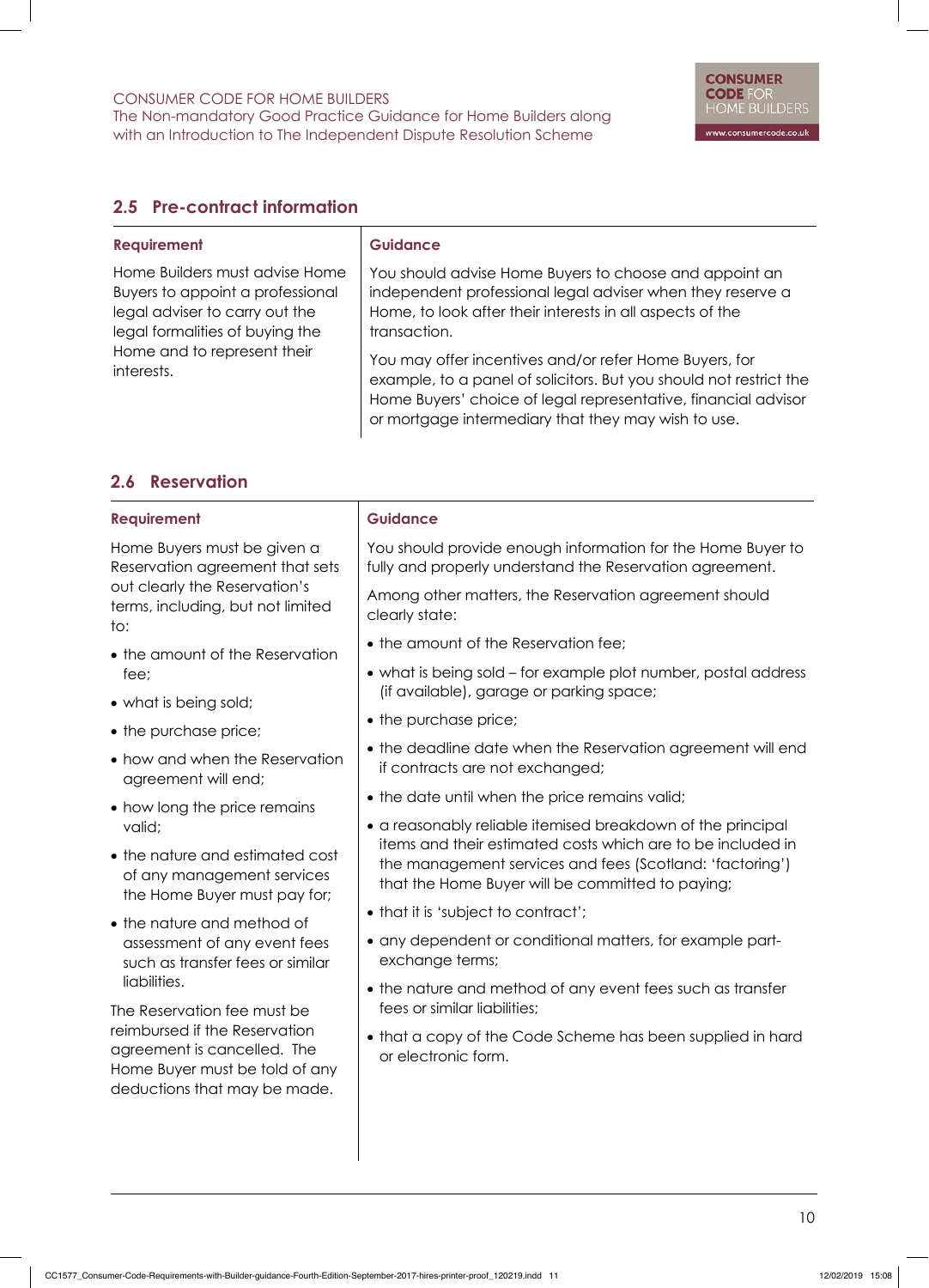## 2.5 Pre-contract information

| Requirement | Guidance |
| --- | --- |
| Home Builders must advise Home Buyers to appoint a professional legal adviser to carry out the legal formalities of buying the Home and to represent their interests. | You should advise Home Buyers to choose and appoint an independent professional legal adviser when they reserve a Home, to look after their interests in all aspects of the transaction.<br><br>You may offer incentives and/or refer Home Buyers, for example, to a panel of solicitors. But you should not restrict the Home Buyers' choice of legal representative, financial advisor or mortgage intermediary that they may wish to use. |

## 2.6 Reservation

| Requirement | Guidance |
| --- | --- |
| Home Buyers must be given a Reservation agreement that sets out clearly the Reservation's terms, including, but not limited to:<br><br>• the amount of the Reservation fee;<br>• what is being sold;<br>• the purchase price;<br>• how and when the Reservation agreement will end;<br>• how long the price remains valid;<br>• the nature and estimated cost of any management services the Home Buyer must pay for;<br>• the nature and method of assessment of any event fees such as transfer fees or similar liabilities.<br><br>The Reservation fee must be reimbursed if the Reservation agreement is cancelled. The Home Buyer must be told of any deductions that may be made. | You should provide enough information for the Home Buyer to fully and properly understand the Reservation agreement.<br><br>Among other matters, the Reservation agreement should clearly state:<br><br>• the amount of the Reservation fee;<br>• what is being sold – for example plot number, postal address (if available), garage or parking space;<br>• the purchase price;<br>• the deadline date when the Reservation agreement will end if contracts are not exchanged;<br>• the date until when the price remains valid;<br>• a reasonably reliable itemised breakdown of the principal items and their estimated costs which are to be included in the management services and fees (Scotland: 'factoring') that the Home Buyer will be committed to paying;<br>• that it is 'subject to contract';<br>• any dependent or conditional matters, for example part-exchange terms;<br>• the nature and method of any event fees such as transfer fees or similar liabilities;<br>• that a copy of the Code Scheme has been supplied in hard or electronic form. |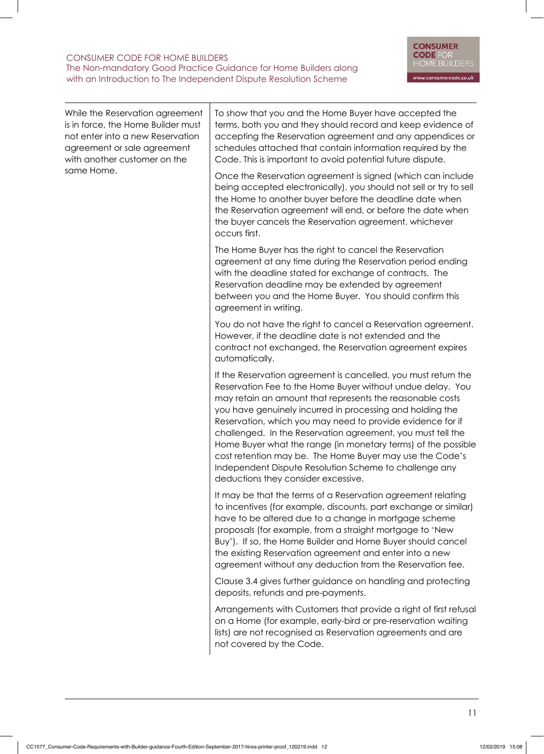| | |
|---|---|
| While the Reservation agreement is in force, the Home Builder must not enter into a new Reservation agreement or sale agreement with another customer on the same Home. | To show that you and the Home Buyer have accepted the terms, both you and they should record and keep evidence of accepting the Reservation agreement and any appendices or schedules attached that contain information required by the Code. This is important to avoid potential future dispute.<br><br>Once the Reservation agreement is signed (which can include being accepted electronically), you should not sell or try to sell the Home to another buyer before the deadline date when the Reservation agreement will end, or before the date when the buyer cancels the Reservation agreement, whichever occurs first.<br><br>The Home Buyer has the right to cancel the Reservation agreement at any time during the Reservation period ending with the deadline stated for exchange of contracts. The Reservation deadline may be extended by agreement between you and the Home Buyer. You should confirm this agreement in writing.<br><br>You do not have the right to cancel a Reservation agreement. However, if the deadline date is not extended and the contract not exchanged, the Reservation agreement expires automatically.<br><br>If the Reservation agreement is cancelled, you must return the Reservation Fee to the Home Buyer without undue delay. You may retain an amount that represents the reasonable costs you have genuinely incurred in processing and holding the Reservation, which you may need to provide evidence for if challenged. In the Reservation agreement, you must tell the Home Buyer what the range (in monetary terms) of the possible cost retention may be. The Home Buyer may use the Code's Independent Dispute Resolution Scheme to challenge any deductions they consider excessive.<br><br>It may be that the terms of a Reservation agreement relating to incentives (for example, discounts, part exchange or similar) have to be altered due to a change in mortgage scheme proposals (for example, from a straight mortgage to 'New Buy'). If so, the Home Builder and Home Buyer should cancel the existing Reservation agreement and enter into a new agreement without any deduction from the Reservation fee.<br><br>Clause 3.4 gives further guidance on handling and protecting deposits, refunds and pre-payments.<br><br>Arrangements with Customers that provide a right of first refusal on a Home (for example, early-bird or pre-reservation waiting lists) are not recognised as Reservation agreements and are not covered by the Code. |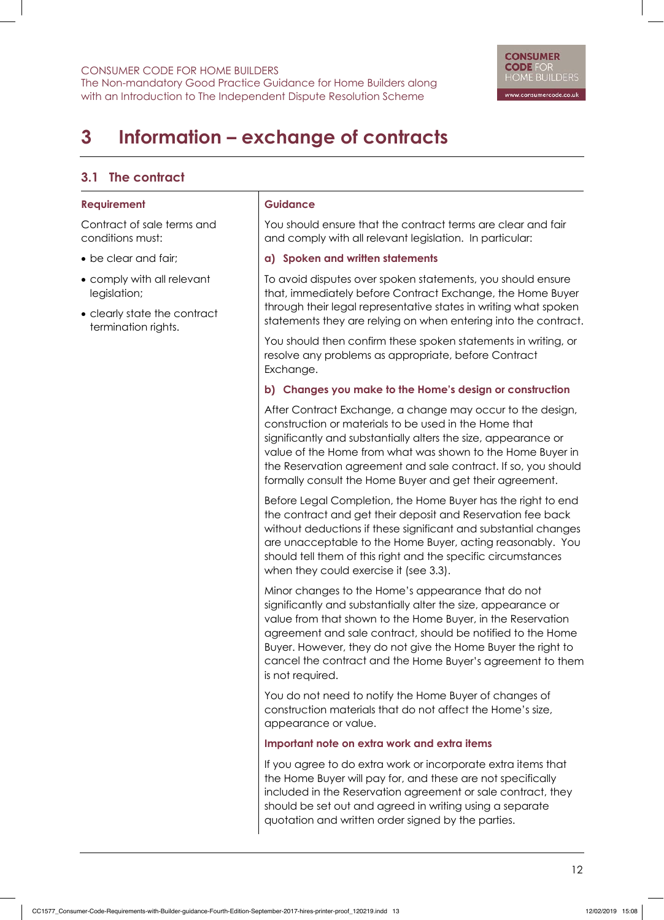# 3 Information – exchange of contracts

## 3.1 The contract

### Requirement

Contract of sale terms and conditions must:

- be clear and fair;
- comply with all relevant legislation;
- clearly state the contract termination rights.

### Guidance

You should ensure that the contract terms are clear and fair and comply with all relevant legislation. In particular:

**a) Spoken and written statements**

To avoid disputes over spoken statements, you should ensure that, immediately before Contract Exchange, the Home Buyer through their legal representative states in writing what spoken statements they are relying on when entering into the contract.

You should then confirm these spoken statements in writing, or resolve any problems as appropriate, before Contract Exchange.

**b) Changes you make to the Home's design or construction**

After Contract Exchange, a change may occur to the design, construction or materials to be used in the Home that significantly and substantially alters the size, appearance or value of the Home from what was shown to the Home Buyer in the Reservation agreement and sale contract. If so, you should formally consult the Home Buyer and get their agreement.

Before Legal Completion, the Home Buyer has the right to end the contract and get their deposit and Reservation fee back without deductions if these significant and substantial changes are unacceptable to the Home Buyer, acting reasonably. You should tell them of this right and the specific circumstances when they could exercise it (see 3.3).

Minor changes to the Home's appearance that do not significantly and substantially alter the size, appearance or value from that shown to the Home Buyer, in the Reservation agreement and sale contract, should be notified to the Home Buyer. However, they do not give the Home Buyer the right to cancel the contract and the Home Buyer's agreement to them is not required.

You do not need to notify the Home Buyer of changes of construction materials that do not affect the Home's size, appearance or value.

**Important note on extra work and extra items**

If you agree to do extra work or incorporate extra items that the Home Buyer will pay for, and these are not specifically included in the Reservation agreement or sale contract, they should be set out and agreed in writing using a separate quotation and written order signed by the parties.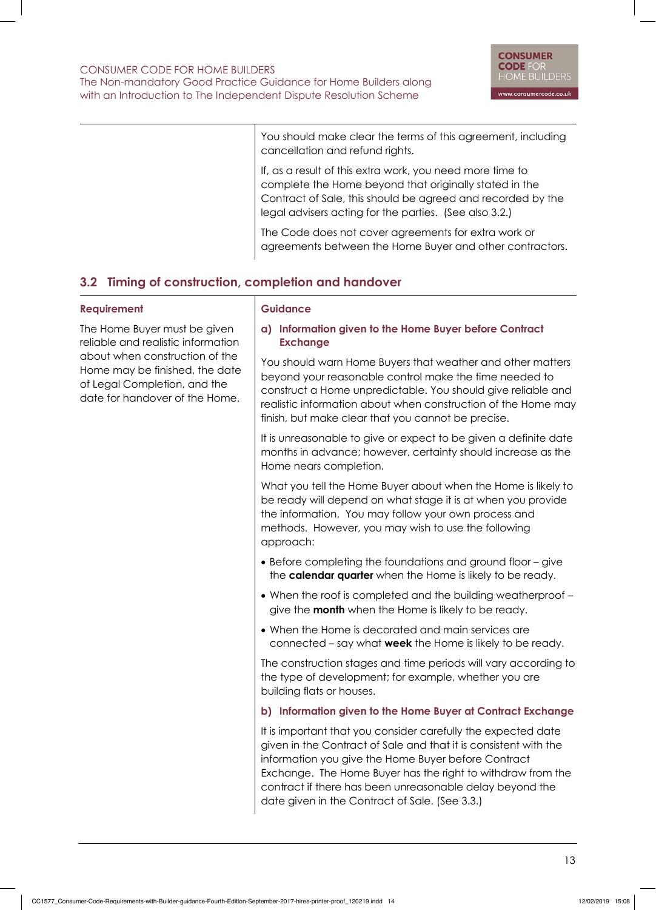You should make clear the terms of this agreement, including cancellation and refund rights.

If, as a result of this extra work, you need more time to complete the Home beyond that originally stated in the Contract of Sale, this should be agreed and recorded by the legal advisers acting for the parties. (See also 3.2.)

The Code does not cover agreements for extra work or agreements between the Home Buyer and other contractors.

## 3.2 Timing of construction, completion and handover

**Requirement**

The Home Buyer must be given reliable and realistic information about when construction of the Home may be finished, the date of Legal Completion, and the date for handover of the Home.

**Guidance**

### a) Information given to the Home Buyer before Contract Exchange

You should warn Home Buyers that weather and other matters beyond your reasonable control make the time needed to construct a Home unpredictable. You should give reliable and realistic information about when construction of the Home may finish, but make clear that you cannot be precise.

It is unreasonable to give or expect to be given a definite date months in advance; however, certainty should increase as the Home nears completion.

What you tell the Home Buyer about when the Home is likely to be ready will depend on what stage it is at when you provide the information. You may follow your own process and methods. However, you may wish to use the following approach:

- Before completing the foundations and ground floor – give the **calendar quarter** when the Home is likely to be ready.
- When the roof is completed and the building weatherproof – give the **month** when the Home is likely to be ready.
- When the Home is decorated and main services are connected – say what **week** the Home is likely to be ready.

The construction stages and time periods will vary according to the type of development; for example, whether you are building flats or houses.

### b) Information given to the Home Buyer at Contract Exchange

It is important that you consider carefully the expected date given in the Contract of Sale and that it is consistent with the information you give the Home Buyer before Contract Exchange. The Home Buyer has the right to withdraw from the contract if there has been unreasonable delay beyond the date given in the Contract of Sale. (See 3.3.)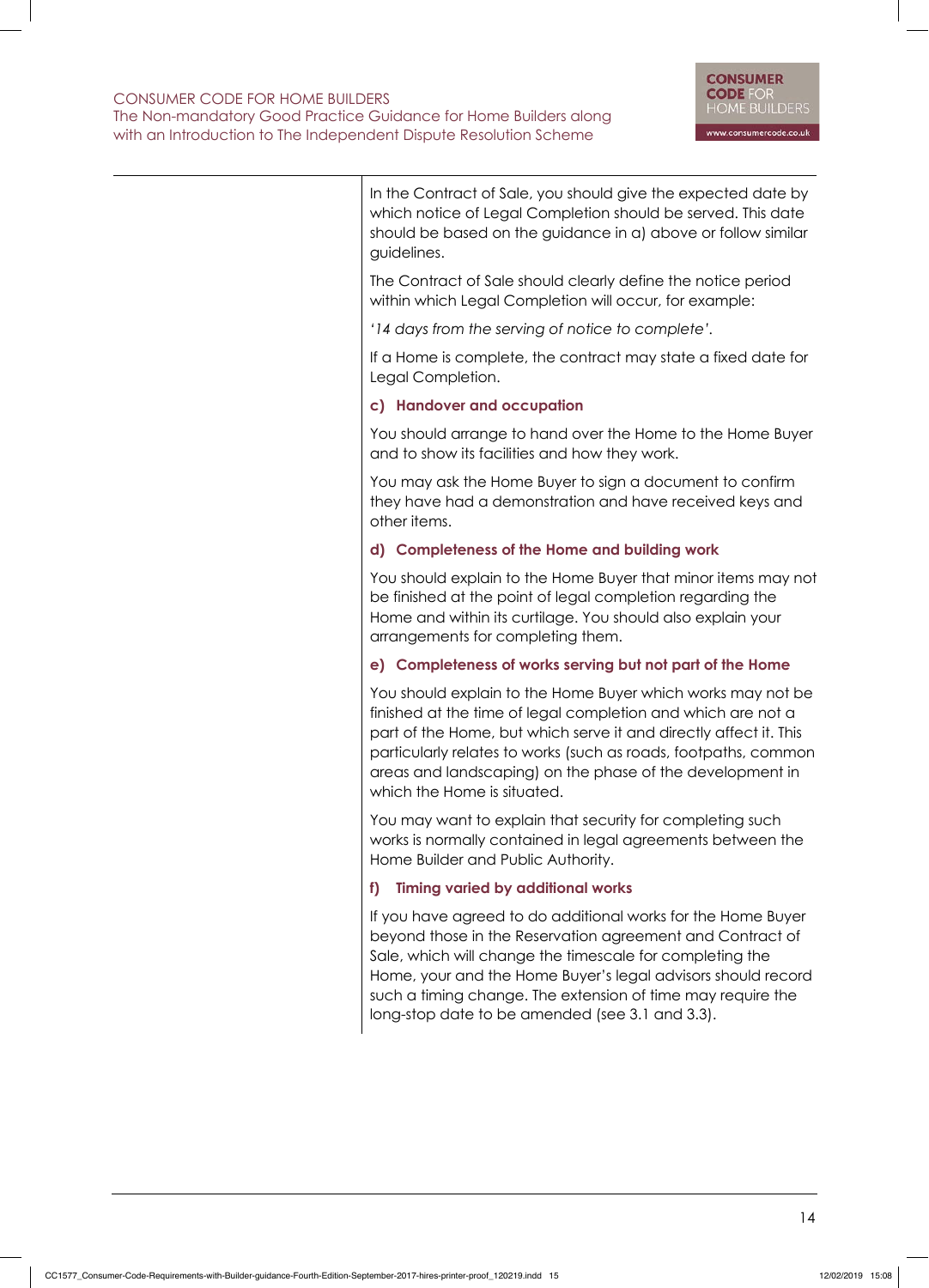In the Contract of Sale, you should give the expected date by which notice of Legal Completion should be served. This date should be based on the guidance in a) above or follow similar guidelines.

The Contract of Sale should clearly define the notice period within which Legal Completion will occur, for example:

*'14 days from the serving of notice to complete'.*

If a Home is complete, the contract may state a fixed date for Legal Completion.

#### c) Handover and occupation

You should arrange to hand over the Home to the Home Buyer and to show its facilities and how they work.

You may ask the Home Buyer to sign a document to confirm they have had a demonstration and have received keys and other items.

#### d) Completeness of the Home and building work

You should explain to the Home Buyer that minor items may not be finished at the point of legal completion regarding the Home and within its curtilage. You should also explain your arrangements for completing them.

#### e) Completeness of works serving but not part of the Home

You should explain to the Home Buyer which works may not be finished at the time of legal completion and which are not a part of the Home, but which serve it and directly affect it. This particularly relates to works (such as roads, footpaths, common areas and landscaping) on the phase of the development in which the Home is situated.

You may want to explain that security for completing such works is normally contained in legal agreements between the Home Builder and Public Authority.

#### f) Timing varied by additional works

If you have agreed to do additional works for the Home Buyer beyond those in the Reservation agreement and Contract of Sale, which will change the timescale for completing the Home, your and the Home Buyer's legal advisors should record such a timing change. The extension of time may require the long-stop date to be amended (see 3.1 and 3.3).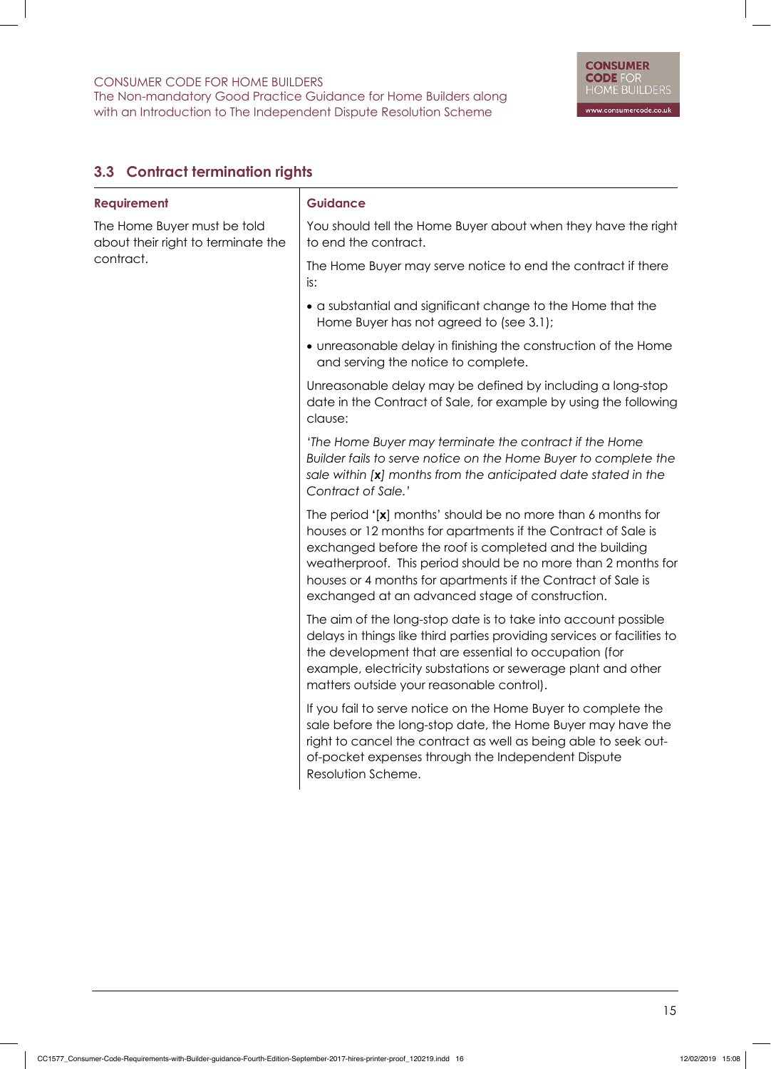## 3.3 Contract termination rights

| Requirement | Guidance |
|---|---|
| The Home Buyer must be told about their right to terminate the contract. | You should tell the Home Buyer about when they have the right to end the contract.<br><br>The Home Buyer may serve notice to end the contract if there is:<br><br>• a substantial and significant change to the Home that the Home Buyer has not agreed to (see 3.1);<br><br>• unreasonable delay in finishing the construction of the Home and serving the notice to complete.<br><br>Unreasonable delay may be defined by including a long-stop date in the Contract of Sale, for example by using the following clause:<br><br>*'The Home Buyer may terminate the contract if the Home Builder fails to serve notice on the Home Buyer to complete the sale within [**x**] months from the anticipated date stated in the Contract of Sale.'*<br><br>The period '[**x**] months' should be no more than 6 months for houses or 12 months for apartments if the Contract of Sale is exchanged before the roof is completed and the building weatherproof. This period should be no more than 2 months for houses or 4 months for apartments if the Contract of Sale is exchanged at an advanced stage of construction.<br><br>The aim of the long-stop date is to take into account possible delays in things like third parties providing services or facilities to the development that are essential to occupation (for example, electricity substations or sewerage plant and other matters outside your reasonable control).<br><br>If you fail to serve notice on the Home Buyer to complete the sale before the long-stop date, the Home Buyer may have the right to cancel the contract as well as being able to seek out-of-pocket expenses through the Independent Dispute Resolution Scheme. |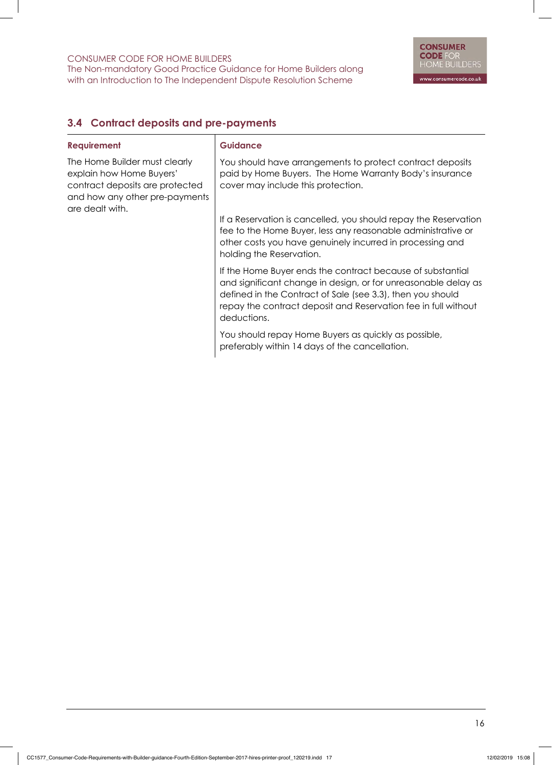## 3.4 Contract deposits and pre-payments

| Requirement | Guidance |
|---|---|
| The Home Builder must clearly explain how Home Buyers' contract deposits are protected and how any other pre-payments are dealt with. | You should have arrangements to protect contract deposits paid by Home Buyers. The Home Warranty Body's insurance cover may include this protection. |
| | If a Reservation is cancelled, you should repay the Reservation fee to the Home Buyer, less any reasonable administrative or other costs you have genuinely incurred in processing and holding the Reservation. |
| | If the Home Buyer ends the contract because of substantial and significant change in design, or for unreasonable delay as defined in the Contract of Sale (see 3.3), then you should repay the contract deposit and Reservation fee in full without deductions. |
| | You should repay Home Buyers as quickly as possible, preferably within 14 days of the cancellation. |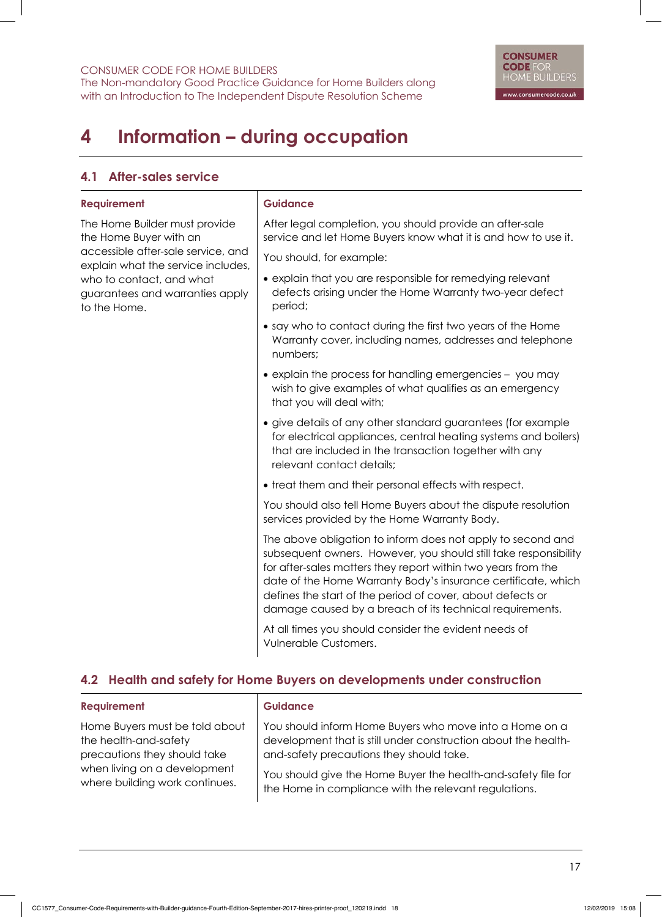# 4 Information – during occupation

## 4.1 After-sales service

| Requirement | Guidance |
|---|---|
| The Home Builder must provide the Home Buyer with an accessible after-sale service, and explain what the service includes, who to contact, and what guarantees and warranties apply to the Home. | After legal completion, you should provide an after-sale service and let Home Buyers know what it is and how to use it.<br><br>You should, for example:<br><br>• explain that you are responsible for remedying relevant defects arising under the Home Warranty two-year defect period;<br><br>• say who to contact during the first two years of the Home Warranty cover, including names, addresses and telephone numbers;<br><br>• explain the process for handling emergencies – you may wish to give examples of what qualifies as an emergency that you will deal with;<br><br>• give details of any other standard guarantees (for example for electrical appliances, central heating systems and boilers) that are included in the transaction together with any relevant contact details;<br><br>• treat them and their personal effects with respect.<br><br>You should also tell Home Buyers about the dispute resolution services provided by the Home Warranty Body.<br><br>The above obligation to inform does not apply to second and subsequent owners. However, you should still take responsibility for after-sales matters they report within two years from the date of the Home Warranty Body's insurance certificate, which defines the start of the period of cover, about defects or damage caused by a breach of its technical requirements.<br><br>At all times you should consider the evident needs of Vulnerable Customers. |

## 4.2 Health and safety for Home Buyers on developments under construction

| Requirement | Guidance |
|---|---|
| Home Buyers must be told about the health-and-safety precautions they should take when living on a development where building work continues. | You should inform Home Buyers who move into a Home on a development that is still under construction about the health-and-safety precautions they should take.<br><br>You should give the Home Buyer the health-and-safety file for the Home in compliance with the relevant regulations. |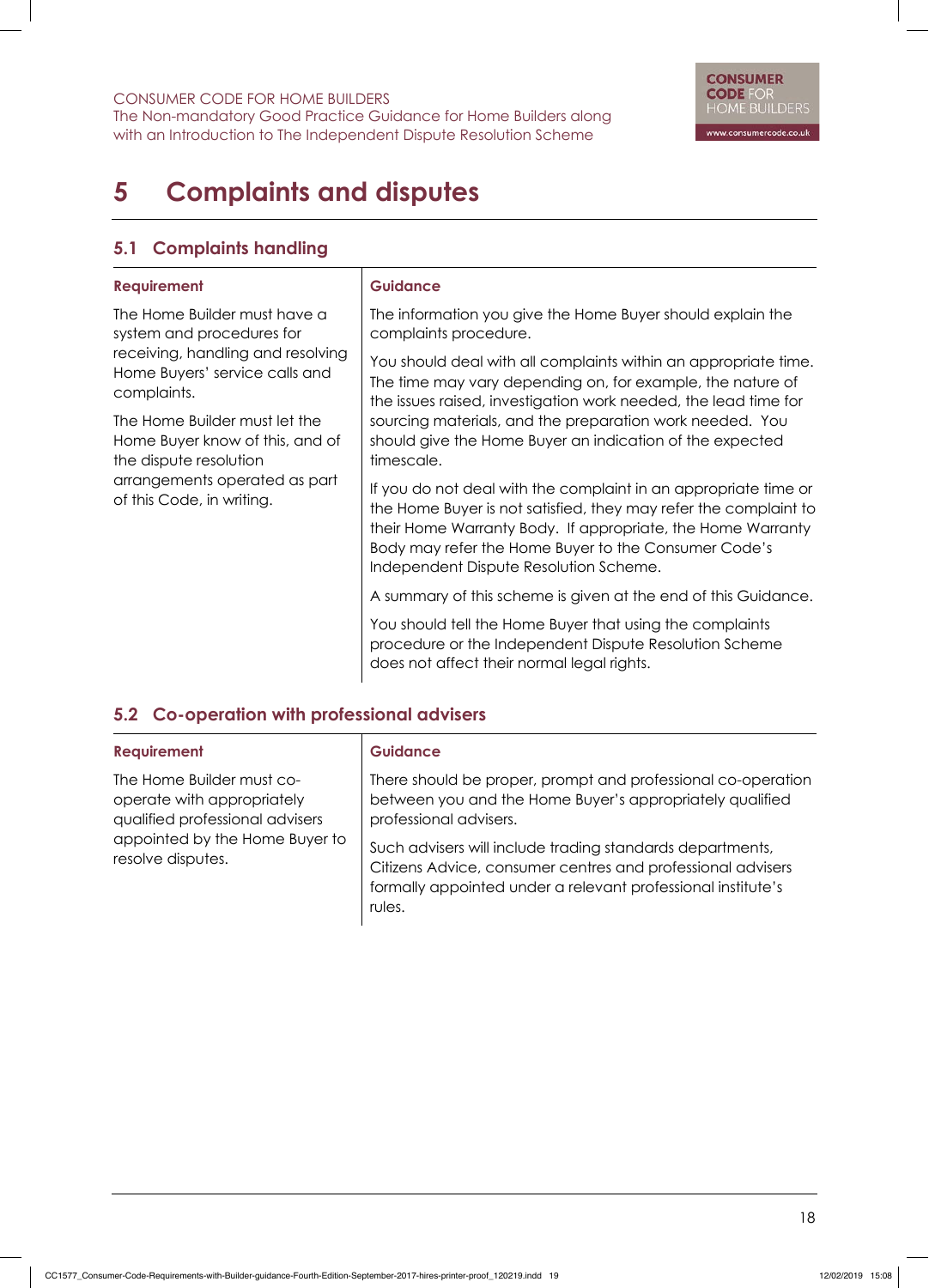# 5 Complaints and disputes

## 5.1 Complaints handling

| Requirement | Guidance |
|---|---|
| The Home Builder must have a system and procedures for receiving, handling and resolving Home Buyers' service calls and complaints.<br><br>The Home Builder must let the Home Buyer know of this, and of the dispute resolution arrangements operated as part of this Code, in writing. | The information you give the Home Buyer should explain the complaints procedure.<br><br>You should deal with all complaints within an appropriate time. The time may vary depending on, for example, the nature of the issues raised, investigation work needed, the lead time for sourcing materials, and the preparation work needed. You should give the Home Buyer an indication of the expected timescale.<br><br>If you do not deal with the complaint in an appropriate time or the Home Buyer is not satisfied, they may refer the complaint to their Home Warranty Body. If appropriate, the Home Warranty Body may refer the Home Buyer to the Consumer Code's Independent Dispute Resolution Scheme.<br><br>A summary of this scheme is given at the end of this Guidance.<br><br>You should tell the Home Buyer that using the complaints procedure or the Independent Dispute Resolution Scheme does not affect their normal legal rights. |

## 5.2 Co-operation with professional advisers

| Requirement | Guidance |
|---|---|
| The Home Builder must co-operate with appropriately qualified professional advisers appointed by the Home Buyer to resolve disputes. | There should be proper, prompt and professional co-operation between you and the Home Buyer's appropriately qualified professional advisers.<br><br>Such advisers will include trading standards departments, Citizens Advice, consumer centres and professional advisers formally appointed under a relevant professional institute's rules. |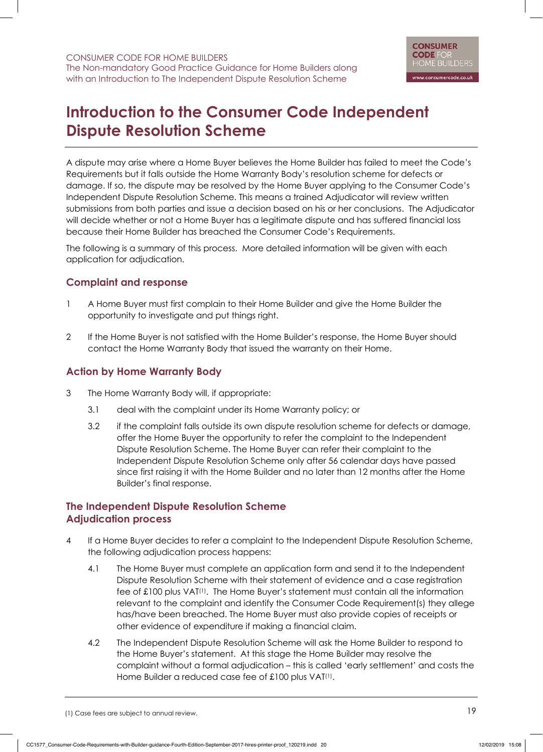# Introduction to the Consumer Code Independent Dispute Resolution Scheme

A dispute may arise where a Home Buyer believes the Home Builder has failed to meet the Code's Requirements but it falls outside the Home Warranty Body's resolution scheme for defects or damage. If so, the dispute may be resolved by the Home Buyer applying to the Consumer Code's Independent Dispute Resolution Scheme. This means a trained Adjudicator will review written submissions from both parties and issue a decision based on his or her conclusions. The Adjudicator will decide whether or not a Home Buyer has a legitimate dispute and has suffered financial loss because their Home Builder has breached the Consumer Code's Requirements.

The following is a summary of this process. More detailed information will be given with each application for adjudication.

## Complaint and response

1 A Home Buyer must first complain to their Home Builder and give the Home Builder the opportunity to investigate and put things right.

2 If the Home Buyer is not satisfied with the Home Builder's response, the Home Buyer should contact the Home Warranty Body that issued the warranty on their Home.

## Action by Home Warranty Body

3 The Home Warranty Body will, if appropriate:

3.1 deal with the complaint under its Home Warranty policy; or

3.2 if the complaint falls outside its own dispute resolution scheme for defects or damage, offer the Home Buyer the opportunity to refer the complaint to the Independent Dispute Resolution Scheme. The Home Buyer can refer their complaint to the Independent Dispute Resolution Scheme only after 56 calendar days have passed since first raising it with the Home Builder and no later than 12 months after the Home Builder's final response.

## The Independent Dispute Resolution Scheme Adjudication process

4 If a Home Buyer decides to refer a complaint to the Independent Dispute Resolution Scheme, the following adjudication process happens:

4.1 The Home Buyer must complete an application form and send it to the Independent Dispute Resolution Scheme with their statement of evidence and a case registration fee of £100 plus VAT[1]. The Home Buyer's statement must contain all the information relevant to the complaint and identify the Consumer Code Requirement(s) they allege has/have been breached. The Home Buyer must also provide copies of receipts or other evidence of expenditure if making a financial claim.

4.2 The Independent Dispute Resolution Scheme will ask the Home Builder to respond to the Home Buyer's statement. At this stage the Home Builder may resolve the complaint without a formal adjudication – this is called 'early settlement' and costs the Home Builder a reduced case fee of £100 plus VAT[1].

(1) Case fees are subject to annual review.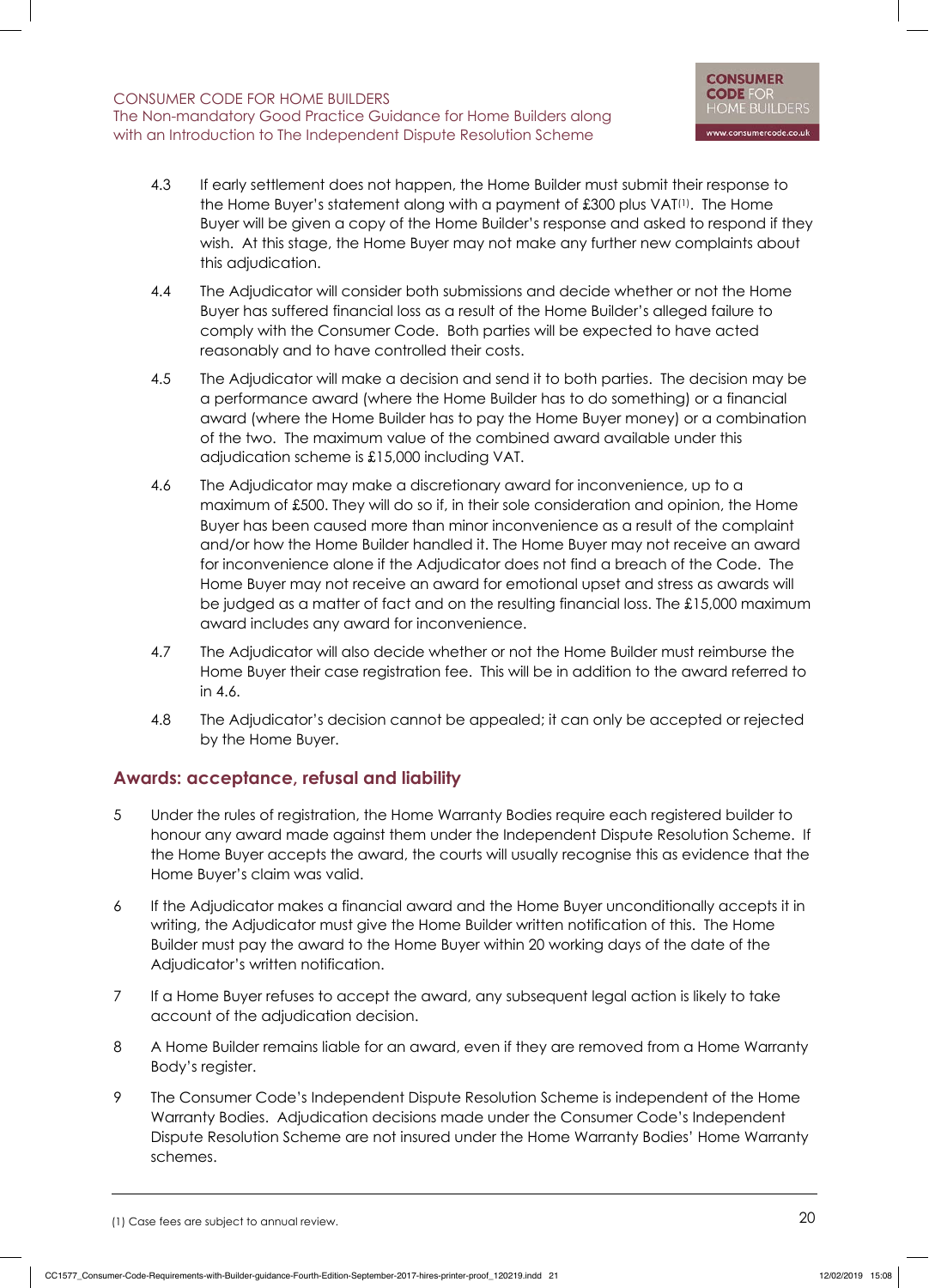4.3 If early settlement does not happen, the Home Builder must submit their response to the Home Buyer's statement along with a payment of £300 plus VAT[1]. The Home Buyer will be given a copy of the Home Builder's response and asked to respond if they wish. At this stage, the Home Buyer may not make any further new complaints about this adjudication.

4.4 The Adjudicator will consider both submissions and decide whether or not the Home Buyer has suffered financial loss as a result of the Home Builder's alleged failure to comply with the Consumer Code. Both parties will be expected to have acted reasonably and to have controlled their costs.

4.5 The Adjudicator will make a decision and send it to both parties. The decision may be a performance award (where the Home Builder has to do something) or a financial award (where the Home Builder has to pay the Home Buyer money) or a combination of the two. The maximum value of the combined award available under this adjudication scheme is £15,000 including VAT.

4.6 The Adjudicator may make a discretionary award for inconvenience, up to a maximum of £500. They will do so if, in their sole consideration and opinion, the Home Buyer has been caused more than minor inconvenience as a result of the complaint and/or how the Home Builder handled it. The Home Buyer may not receive an award for inconvenience alone if the Adjudicator does not find a breach of the Code. The Home Buyer may not receive an award for emotional upset and stress as awards will be judged as a matter of fact and on the resulting financial loss. The £15,000 maximum award includes any award for inconvenience.

4.7 The Adjudicator will also decide whether or not the Home Builder must reimburse the Home Buyer their case registration fee. This will be in addition to the award referred to in 4.6.

4.8 The Adjudicator's decision cannot be appealed; it can only be accepted or rejected by the Home Buyer.

## Awards: acceptance, refusal and liability

5 Under the rules of registration, the Home Warranty Bodies require each registered builder to honour any award made against them under the Independent Dispute Resolution Scheme. If the Home Buyer accepts the award, the courts will usually recognise this as evidence that the Home Buyer's claim was valid.

6 If the Adjudicator makes a financial award and the Home Buyer unconditionally accepts it in writing, the Adjudicator must give the Home Builder written notification of this. The Home Builder must pay the award to the Home Buyer within 20 working days of the date of the Adjudicator's written notification.

7 If a Home Buyer refuses to accept the award, any subsequent legal action is likely to take account of the adjudication decision.

8 A Home Builder remains liable for an award, even if they are removed from a Home Warranty Body's register.

9 The Consumer Code's Independent Dispute Resolution Scheme is independent of the Home Warranty Bodies. Adjudication decisions made under the Consumer Code's Independent Dispute Resolution Scheme are not insured under the Home Warranty Bodies' Home Warranty schemes.

---

(1) Case fees are subject to annual review.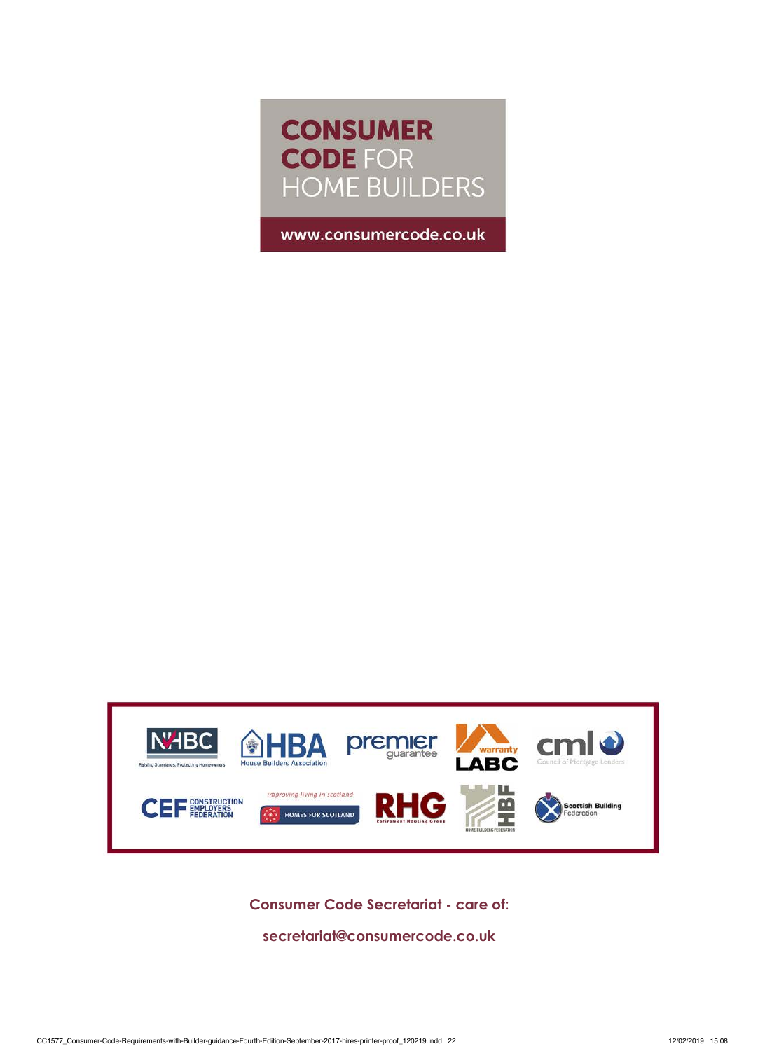CONSUMER CODE FOR HOME BUILDERS

www.consumercode.co.uk

Consumer Code Secretariat - care of:

secretariat@consumercode.co.uk